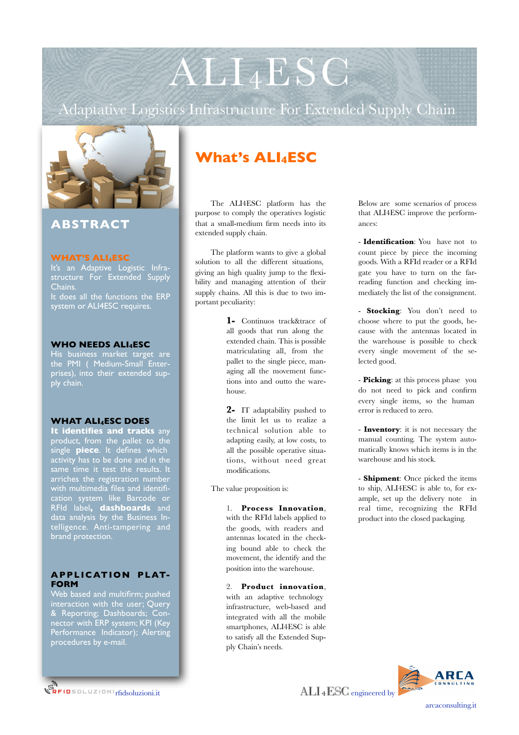# ALI4ESC

Adaptative Logistics Infrastructure For Extended Supply Chain

## ABSTRACT

### WHAT'S ALI4ESC

It's an Adaptive Logistic Infrastructure For Extended Supply Chains.
It does all the functions the ERP system or ALI4ESC requires.

### WHO NEEDS ALI4ESC

His business market target are the PMI ( Medium-Small Enterprises), into their extended supply chain.

### WHAT ALI4ESC DOES

**It identifies and tracks** any product, from the pallet to the single **piece**. It defines which activity has to be done and in the same time it test the results. It arriches the registration number with multimedia files and identification system like Barcode or RFId label**, dashboards** and data analysis by the Business Intelligence. Anti-tampering and brand protection.

### APPLICATION PLATFORM

Web based and multifirm; pushed interaction with the user; Query & Reporting; Dashboards; Connector with ERP system; KPI (Key Performance Indicator); Alerting procedures by e-mail.

## What's ALI4ESC

The ALI4ESC platform has the purpose to comply the operatives logistic that a small-medium firm needs into its extended supply chain.

The platform wants to give a global solution to all the different situations, giving an high quality jump to the flexibility and managing attention of their supply chains. All this is due to two important peculiarity:

**1-** Continuos track&trace of all goods that run along the extended chain. This is possible matriculating all, from the pallet to the single piece, managing all the movement functions into and outto the warehouse.

**2-** IT adaptability pushed to the limit let us to realize a technical solution able to adapting easily, at low costs, to all the possible operative situations, without need great modifications.

The value proposition is:

1. **Process Innovation**, with the RFId labels applied to the goods, with readers and antennas located in the checking bound able to check the movement, the identify and the position into the warehouse.

2. **Product innovation**, with an adaptive technology infrastructure, web-based and integrated with all the mobile smartphones, ALI4ESC is able to satisfy all the Extended Supply Chain's needs.

Below are some scenarios of process that ALI4ESC improve the performances:

- **Identification**: You have not to count piece by piece the incoming goods. With a RFId reader or a RFId gate you have to turn on the far-reading function and checking immediately the list of the consignment.

- **Stocking**: You don't need to choose where to put the goods, because with the antennas located in the warehouse is possible to check every single movement of the selected good.

- **Picking**: at this process phase you do not need to pick and confirm every single items, so the human error is reduced to zero.

- **Inventory**: it is not necessary the manual counting. The system automatically knows which items is in the warehouse and his stock.

- **Shipment**: Once picked the items to ship, ALI4ESC is able to, for example, set up the delivery note in real time, recognizing the RFId product into the closed packaging.

RFIDSOLUZIONI rfidsoluzioni.it

ALI4ESC engineered by ARCA CONSULTING

arcaconsulting.it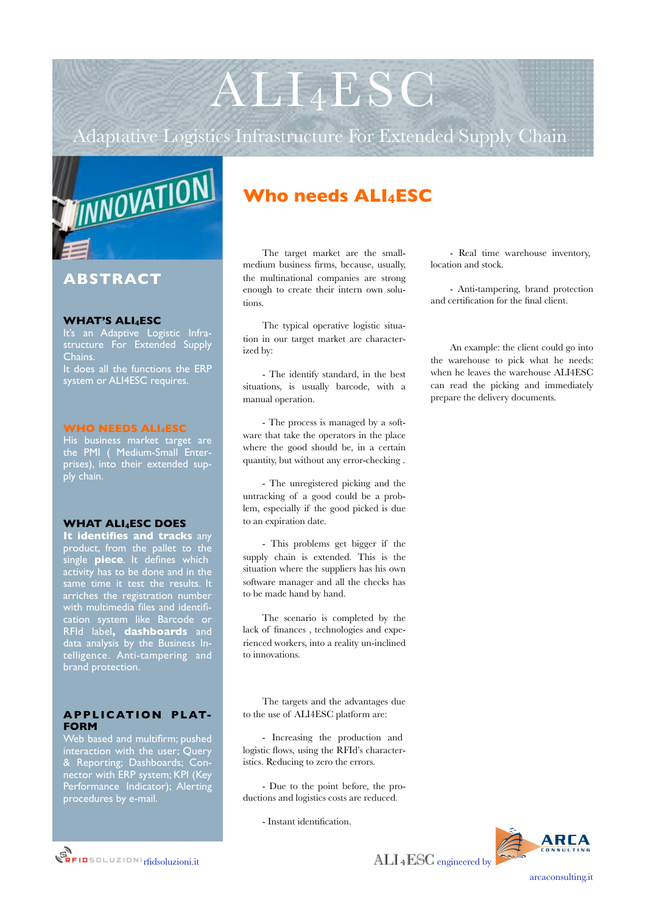# ALI4ESC

Adaptative Logistics Infrastructure For Extended Supply Chain

## ABSTRACT

### WHAT'S ALI4ESC

It's an Adaptive Logistic Infrastructure For Extended Supply Chains.
It does all the functions the ERP system or ALI4ESC requires.

### WHO NEEDS ALI4ESC

His business market target are the PMI ( Medium-Small Enterprises), into their extended supply chain.

### WHAT ALI4ESC DOES

**It identifies and tracks** any product, from the pallet to the single **piece**. It defines which activity has to be done and in the same time it test the results. It arriches the registration number with multimedia files and identification system like Barcode or RFId label**, dashboards** and data analysis by the Business Intelligence. Anti-tampering and brand protection.

### APPLICATION PLATFORM

Web based and multifirm; pushed interaction with the user; Query & Reporting; Dashboards; Connector with ERP system; KPI (Key Performance Indicator); Alerting procedures by e-mail.

## Who needs ALI4ESC

The target market are the small-medium business firms, because, usually, the multinational companies are strong enough to create their intern own solutions.

The typical operative logistic situation in our target market are characterized by:

- The identify standard, in the best situations, is usually barcode, with a manual operation.

- The process is managed by a software that take the operators in the place where the good should be, in a certain quantity, but without any error-checking .

- The unregistered picking and the untracking of a good could be a problem, especially if the good picked is due to an expiration date.

- This problems get bigger if the supply chain is extended. This is the situation where the suppliers has his own software manager and all the checks has to be made hand by hand.

The scenario is completed by the lack of finances , technologies and experienced workers, into a reality un-inclined to innovations.

The targets and the advantages due to the use of ALI4ESC platform are:

- Increasing the production and logistic flows, using the RFId's characteristics. Reducing to zero the errors.

- Due to the point before, the productions and logistics costs are reduced.

- Instant identification.

- Real time warehouse inventory, location and stock.

- Anti-tampering, brand protection and certification for the final client.

An example: the client could go into the warehouse to pick what he needs: when he leaves the warehouse ALI4ESC can read the picking and immediately prepare the delivery documents.

RFIDSOLUZIONI rfidsoluzioni.it

ALI4ESC engineered by ARCA CONSULTING

arcaconsulting.it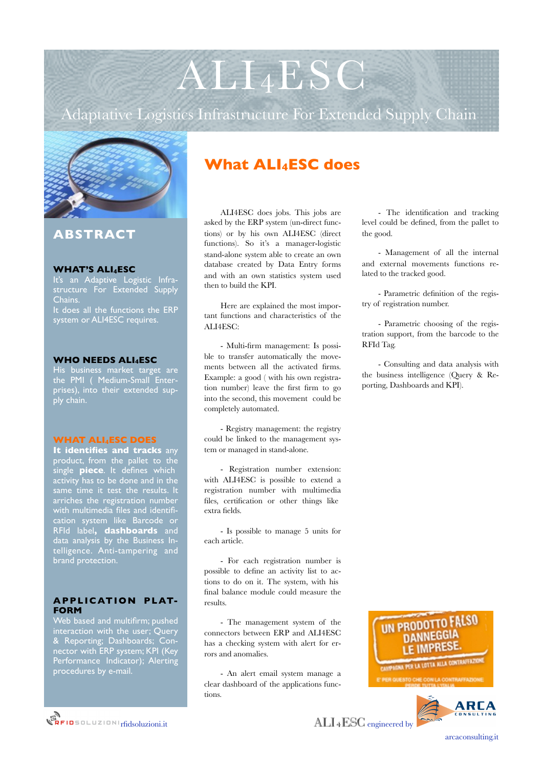# ALI4ESC

Adaptative Logistics Infrastructure For Extended Supply Chain

## ABSTRACT

### WHAT'S ALI4ESC

It's an Adaptive Logistic Infrastructure For Extended Supply Chains.
It does all the functions the ERP system or ALI4ESC requires.

### WHO NEEDS ALI4ESC

His business market target are the PMI ( Medium-Small Enterprises), into their extended supply chain.

### WHAT ALI4ESC DOES

**It identifies and tracks** any product, from the pallet to the single **piece**. It defines which activity has to be done and in the same time it test the results. It arriches the registration number with multimedia files and identification system like Barcode or RFId label**, dashboards** and data analysis by the Business Intelligence. Anti-tampering and brand protection.

### APPLICATION PLATFORM

Web based and multifirm; pushed interaction with the user; Query & Reporting; Dashboards; Connector with ERP system; KPI (Key Performance Indicator); Alerting procedures by e-mail.

## What ALI4ESC does

ALI4ESC does jobs. This jobs are asked by the ERP system (un-direct functions) or by his own ALI4ESC (direct functions). So it's a manager-logistic stand-alone system able to create an own database created by Data Entry forms and with an own statistics system used then to build the KPI.

Here are explained the most important functions and characteristics of the ALI4ESC:

- Multi-firm management: Is possible to transfer automatically the movements between all the activated firms. Example: a good ( with his own registration number) leave the first firm to go into the second, this movement could be completely automated.

- Registry management: the registry could be linked to the management system or managed in stand-alone.

- Registration number extension: with ALI4ESC is possible to extend a registration number with multimedia files, certification or other things like extra fields.

- Is possible to manage 5 units for each article.

- For each registration number is possible to define an activity list to actions to do on it. The system, with his final balance module could measure the results.

- The management system of the connectors between ERP and ALI4ESC has a checking system with alert for errors and anomalies.

- An alert email system manage a clear dashboard of the applications functions.

- The identification and tracking level could be defined, from the pallet to the good.

- Management of all the internal and external movements functions related to the tracked good.

- Parametric definition of the registry of registration number.

- Parametric choosing of the registration support, from the barcode to the RFId Tag.

- Consulting and data analysis with the business intelligence (Query & Reporting, Dashboards and KPI).

UN PRODOTTO FALSO DANNEGGIA LE IMPRESE.
CAMPAGNA PER LA LOTTA ALLA CONTRAFFAZIONE
E' PER QUESTO CHE CON LA CONTRAFFAZIONE PERDE TUTTA L'ITALIA

RFIDSOLUZIONI rfidsoluzioni.it

ALI4ESC engineered by ARCA CONSULTING

arcaconsulting.it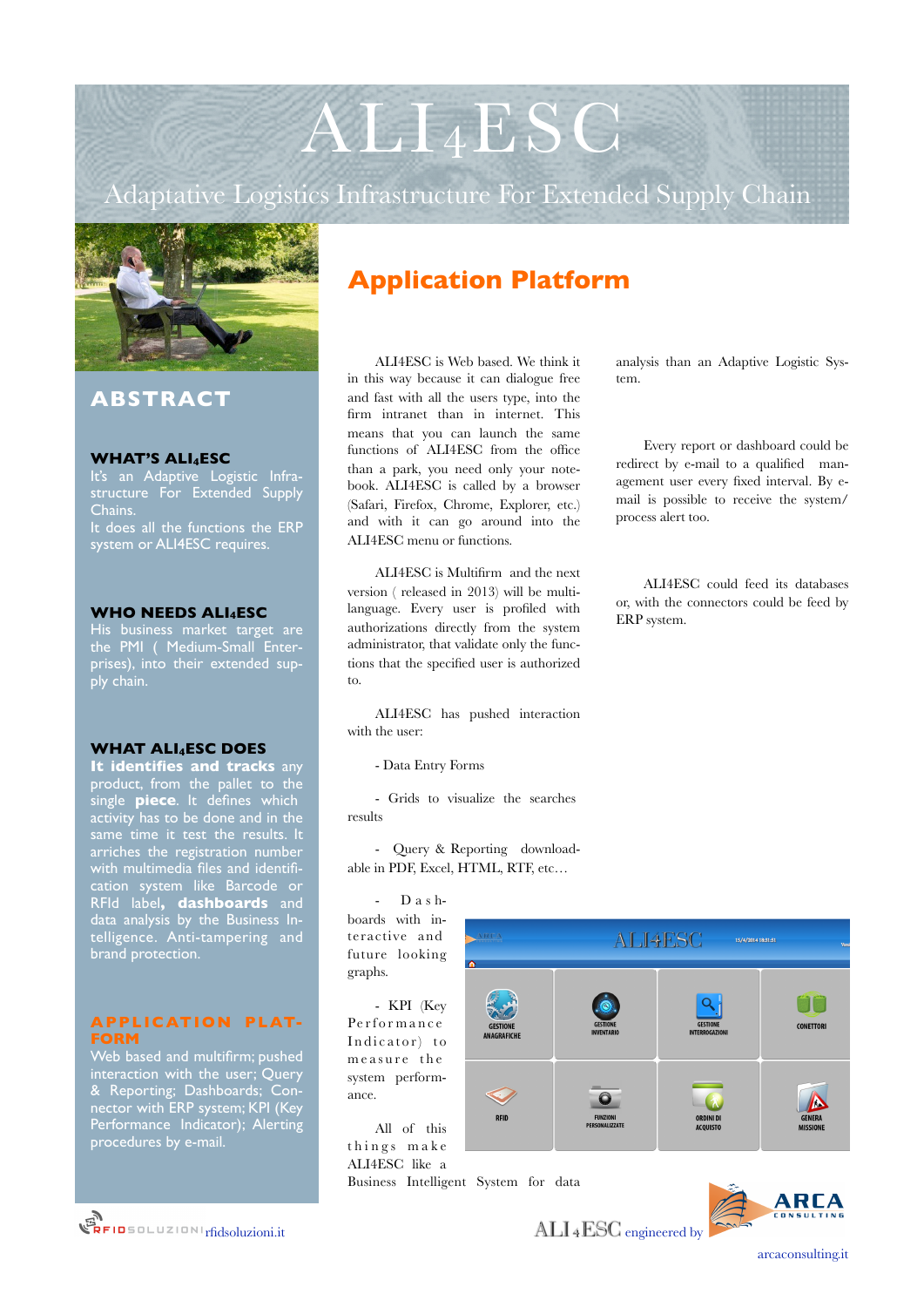# ALI$_4$ESC

Adaptative Logistics Infrastructure For Extended Supply Chain

## ABSTRACT

### WHAT'S ALI$_4$ESC

It's an Adaptive Logistic Infrastructure For Extended Supply Chains.
It does all the functions the ERP system or ALI4ESC requires.

### WHO NEEDS ALI$_4$ESC

His business market target are the PMI ( Medium-Small Enterprises), into their extended supply chain.

### WHAT ALI$_4$ESC DOES

**It identifies and tracks** any product, from the pallet to the single **piece**. It defines which activity has to be done and in the same time it test the results. It arriches the registration number with multimedia files and identification system like Barcode or RFId label**, dashboards** and data analysis by the Business Intelligence. Anti-tampering and brand protection.

### APPLICATION PLATFORM

Web based and multifirm; pushed interaction with the user; Query & Reporting; Dashboards; Connector with ERP system; KPI (Key Performance Indicator); Alerting procedures by e-mail.

## Application Platform

ALI4ESC is Web based. We think it in this way because it can dialogue free and fast with all the users type, into the firm intranet than in internet. This means that you can launch the same functions of ALI4ESC from the office than a park, you need only your notebook. ALI4ESC is called by a browser (Safari, Firefox, Chrome, Explorer, etc.) and with it can go around into the ALI4ESC menu or functions.

ALI4ESC is Multifirm and the next version ( released in 2013) will be multilanguage. Every user is profiled with authorizations directly from the system administrator, that validate only the functions that the specified user is authorized to.

ALI4ESC has pushed interaction with the user:

- Data Entry Forms

- Grids to visualize the searches results

- Query & Reporting downloadable in PDF, Excel, HTML, RTF, etc…

- Dashboards with interactive and future looking graphs.

- KPI (Key Performance Indicator) to measure the system performance.

All of this things make ALI4ESC like a Business Intelligent System for data analysis than an Adaptive Logistic System.

Every report or dashboard could be redirect by e-mail to a qualified management user every fixed interval. By e-mail is possible to receive the system/process alert too.

ALI4ESC could feed its databases or, with the connectors could be feed by ERP system.

ALI4ESC

GESTIONE ANAGRAFICHE | GESTIONE INVENTARIO | GESTIONE INTERROGAZIONI | CONETTORI
RFID | FUNZIONI PERSONALIZZATE | ORDINI DI ACQUISTO | GENERA MISSIONE

RFIDSOLUZIONI rfidsoluzioni.it

ALI$_4$ESC engineered by ARCA CONSULTING

arcaconsulting.it